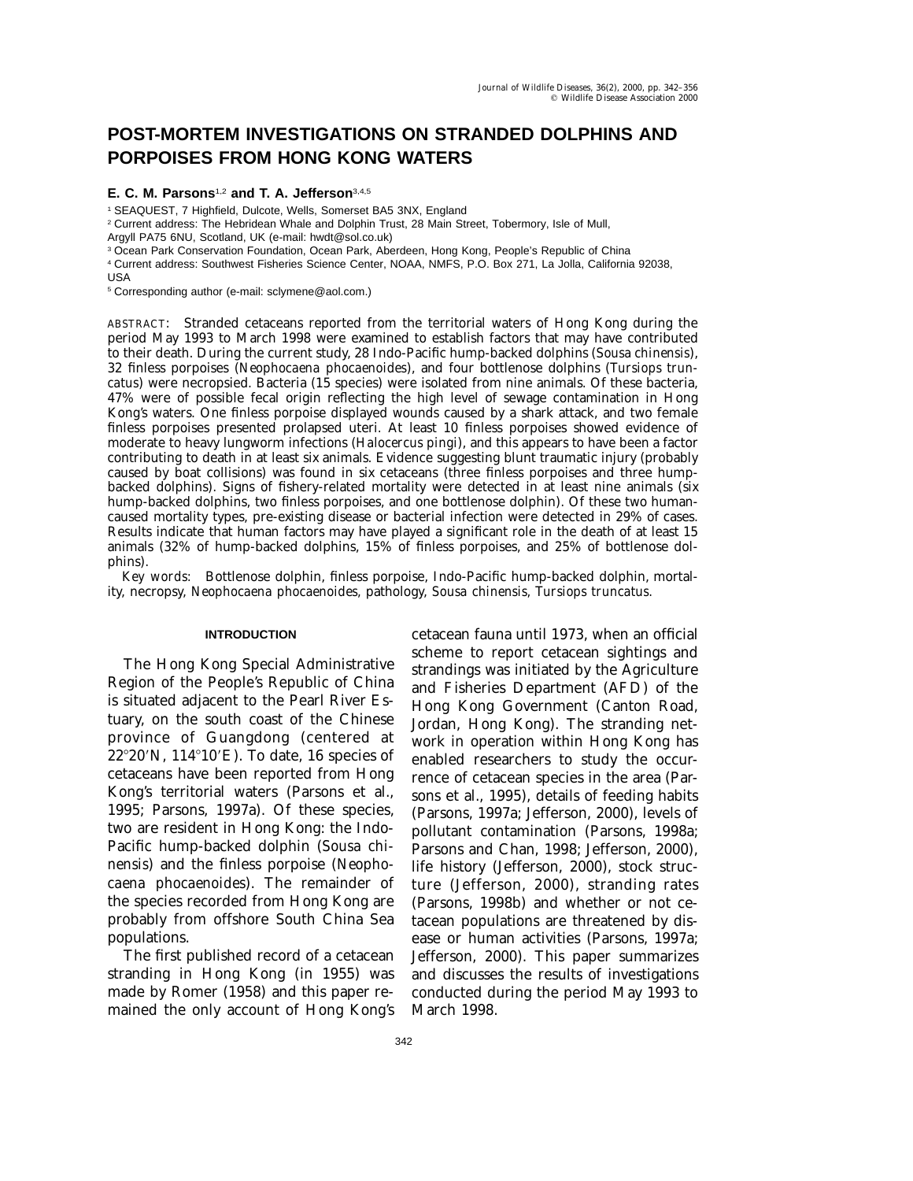# POST-MORTEM INVESTIGATIONS ON STRANDED DOLPHINS AND PORPOISES FROM HONG KONG WATERS

**E. C. M. Parsons**[1,2] **and T. A. Jefferson**[3,4,5]

[1] SEAQUEST, 7 Highfield, Dulcote, Wells, Somerset BA5 3NX, England
[2] Current address: The Hebridean Whale and Dolphin Trust, 28 Main Street, Tobermory, Isle of Mull, Argyll PA75 6NU, Scotland, UK (e-mail: hwdt@sol.co.uk)
[3] Ocean Park Conservation Foundation, Ocean Park, Aberdeen, Hong Kong, People's Republic of China
[4] Current address: Southwest Fisheries Science Center, NOAA, NMFS, P.O. Box 271, La Jolla, California 92038, USA
[5] Corresponding author (e-mail: sclymene@aol.com.)

ABSTRACT: Stranded cetaceans reported from the territorial waters of Hong Kong during the period May 1993 to March 1998 were examined to establish factors that may have contributed to their death. During the current study, 28 Indo-Pacific hump-backed dolphins (*Sousa chinensis*), 32 finless porpoises (*Neophocaena phocaenoides*), and four bottlenose dolphins (*Tursiops truncatus*) were necropsied. Bacteria (15 species) were isolated from nine animals. Of these bacteria, 47% were of possible fecal origin reflecting the high level of sewage contamination in Hong Kong's waters. One finless porpoise displayed wounds caused by a shark attack, and two female finless porpoises presented prolapsed uteri. At least 10 finless porpoises showed evidence of moderate to heavy lungworm infections (*Halocercus pingi*), and this appears to have been a factor contributing to death in at least six animals. Evidence suggesting blunt traumatic injury (probably caused by boat collisions) was found in six cetaceans (three finless porpoises and three hump-backed dolphins). Signs of fishery-related mortality were detected in at least nine animals (six hump-backed dolphins, two finless porpoises, and one bottlenose dolphin). Of these two human-caused mortality types, pre-existing disease or bacterial infection were detected in 29% of cases. Results indicate that human factors may have played a significant role in the death of at least 15 animals (32% of hump-backed dolphins, 15% of finless porpoises, and 25% of bottlenose dolphins).

Key words: Bottlenose dolphin, finless porpoise, Indo-Pacific hump-backed dolphin, mortality, necropsy, *Neophocaena phocaenoides*, pathology, *Sousa chinensis*, *Tursiops truncatus*.

## INTRODUCTION

The Hong Kong Special Administrative Region of the People's Republic of China is situated adjacent to the Pearl River Estuary, on the south coast of the Chinese province of Guangdong (centered at 22°20′N, 114°10′E). To date, 16 species of cetaceans have been reported from Hong Kong's territorial waters (Parsons et al., 1995; Parsons, 1997a). Of these species, two are resident in Hong Kong: the Indo-Pacific hump-backed dolphin (*Sousa chinensis*) and the finless porpoise (*Neophocaena phocaenoides*). The remainder of the species recorded from Hong Kong are probably from offshore South China Sea populations.

The first published record of a cetacean stranding in Hong Kong (in 1955) was made by Romer (1958) and this paper remained the only account of Hong Kong's cetacean fauna until 1973, when an official scheme to report cetacean sightings and strandings was initiated by the Agriculture and Fisheries Department (AFD) of the Hong Kong Government (Canton Road, Jordan, Hong Kong). The stranding network in operation within Hong Kong has enabled researchers to study the occurrence of cetacean species in the area (Parsons et al., 1995), details of feeding habits (Parsons, 1997a; Jefferson, 2000), levels of pollutant contamination (Parsons, 1998a; Parsons and Chan, 1998; Jefferson, 2000), life history (Jefferson, 2000), stock structure (Jefferson, 2000), stranding rates (Parsons, 1998b) and whether or not cetacean populations are threatened by disease or human activities (Parsons, 1997a; Jefferson, 2000). This paper summarizes and discusses the results of investigations conducted during the period May 1993 to March 1998.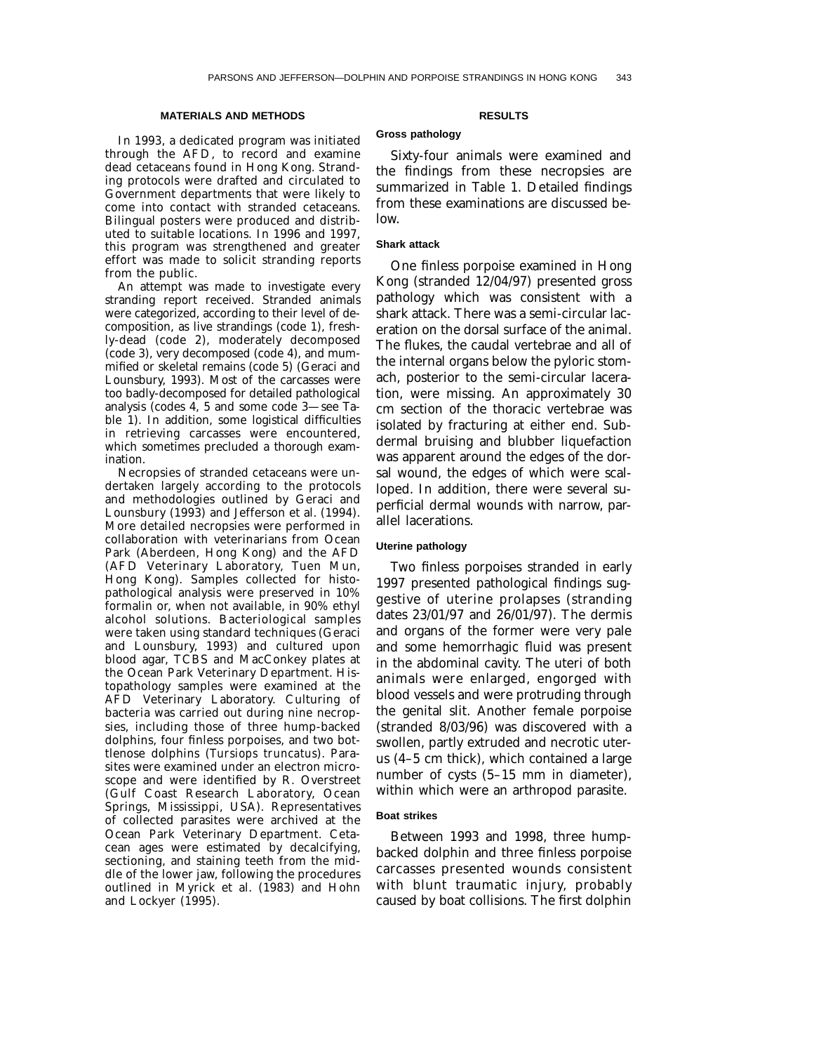## MATERIALS AND METHODS

In 1993, a dedicated program was initiated through the AFD, to record and examine dead cetaceans found in Hong Kong. Stranding protocols were drafted and circulated to Government departments that were likely to come into contact with stranded cetaceans. Bilingual posters were produced and distributed to suitable locations. In 1996 and 1997, this program was strengthened and greater effort was made to solicit stranding reports from the public.

An attempt was made to investigate every stranding report received. Stranded animals were categorized, according to their level of decomposition, as live strandings (code 1), freshly-dead (code 2), moderately decomposed (code 3), very decomposed (code 4), and mummified or skeletal remains (code 5) (Geraci and Lounsbury, 1993). Most of the carcasses were too badly-decomposed for detailed pathological analysis (codes 4, 5 and some code 3—see Table 1). In addition, some logistical difficulties in retrieving carcasses were encountered, which sometimes precluded a thorough examination.

Necropsies of stranded cetaceans were undertaken largely according to the protocols and methodologies outlined by Geraci and Lounsbury (1993) and Jefferson et al. (1994). More detailed necropsies were performed in collaboration with veterinarians from Ocean Park (Aberdeen, Hong Kong) and the AFD (AFD Veterinary Laboratory, Tuen Mun, Hong Kong). Samples collected for histopathological analysis were preserved in 10% formalin or, when not available, in 90% ethyl alcohol solutions. Bacteriological samples were taken using standard techniques (Geraci and Lounsbury, 1993) and cultured upon blood agar, TCBS and MacConkey plates at the Ocean Park Veterinary Department. Histopathology samples were examined at the AFD Veterinary Laboratory. Culturing of bacteria was carried out during nine necropsies, including those of three hump-backed dolphins, four finless porpoises, and two bottlenose dolphins (*Tursiops truncatus*). Parasites were examined under an electron microscope and were identified by R. Overstreet (Gulf Coast Research Laboratory, Ocean Springs, Mississippi, USA). Representatives of collected parasites were archived at the Ocean Park Veterinary Department. Cetacean ages were estimated by decalcifying, sectioning, and staining teeth from the middle of the lower jaw, following the procedures outlined in Myrick et al. (1983) and Hohn and Lockyer (1995).

## RESULTS

### Gross pathology

Sixty-four animals were examined and the findings from these necropsies are summarized in Table 1. Detailed findings from these examinations are discussed below.

### Shark attack

One finless porpoise examined in Hong Kong (stranded 12/04/97) presented gross pathology which was consistent with a shark attack. There was a semi-circular laceration on the dorsal surface of the animal. The flukes, the caudal vertebrae and all of the internal organs below the pyloric stomach, posterior to the semi-circular laceration, were missing. An approximately 30 cm section of the thoracic vertebrae was isolated by fracturing at either end. Subdermal bruising and blubber liquefaction was apparent around the edges of the dorsal wound, the edges of which were scalloped. In addition, there were several superficial dermal wounds with narrow, parallel lacerations.

### Uterine pathology

Two finless porpoises stranded in early 1997 presented pathological findings suggestive of uterine prolapses (stranding dates 23/01/97 and 26/01/97). The dermis and organs of the former were very pale and some hemorrhagic fluid was present in the abdominal cavity. The uteri of both animals were enlarged, engorged with blood vessels and were protruding through the genital slit. Another female porpoise (stranded 8/03/96) was discovered with a swollen, partly extruded and necrotic uterus (4–5 cm thick), which contained a large number of cysts (5–15 mm in diameter), within which were an arthropod parasite.

### Boat strikes

Between 1993 and 1998, three hump-backed dolphin and three finless porpoise carcasses presented wounds consistent with blunt traumatic injury, probably caused by boat collisions. The first dolphin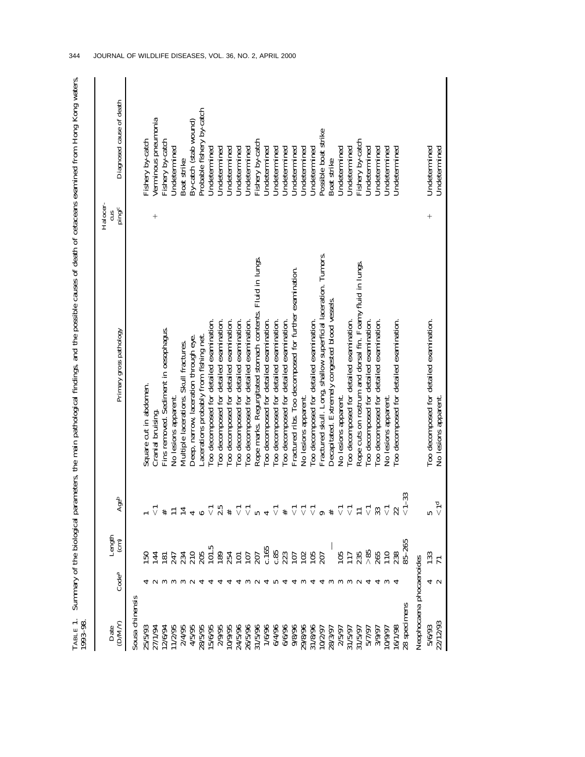TABLE 1. Summary of the biological parameters, the main pathological findings, and the possible causes of death of cetaceans examined from Hong Kong waters, 1993–98.

| Date (D/M/Y) | Code[a] | Length (cm) | Age[b] | Primary gross pathology | Halocercus ping[c] | Diagnosed cause of death |
|---|---|---|---|---|---|---|
| *Sousa chinensis* | | | | | | |
| 25/5/93 | 4 | 150 | 1 | Square cut in abdomen. | | Fishery by-catch |
| 27/1/94 | 2 | 144 | <1 | Cranial bruising. | + | Verminous pneumonia |
| 12/6/94 | 3 | 181 | # | Fins removed. Sediment in oesophagus. | | Fishery by-catch |
| 11/2/95 | 3 | 247 | 11 | No lesions apparent. | | Undetermined |
| 2/4/95 | 3 | 234 | 14 | Multiple lacerations. Skull fractures. | | Boat strike |
| 4/5/95 | 2 | 210 | 4 | Deep, narrow, laceration through eye. | | By-catch (stab wound) |
| 28/5/95 | 4 | 205 | 6 | Lacerations probably from fishing net. | | Probable fishery by-catch |
| 15/6/95 | 4 | 101.5 | <1 | Too decomposed for detailed examination. | | Undetermined |
| 2/9/95 | 4 | 189 | 2.5 | Too decomposed for detailed examination. | | Undetermined |
| 10/9/95 | 4 | 254 | # | Too decomposed for detailed examination. | | Undetermined |
| 24/5/96 | 4 | 101 | <1 | Too decomposed for detailed examination. | | Undetermined |
| 26/5/96 | 3 | 107 | <1 | Too decomposed for detailed examination. | | Undetermined |
| 31/5/96 | 2 | 207 | 5 | Rope marks. Regurgitated stomach contents. Fluid in lungs. | | Fishery by-catch |
| 1/6/96 | 4 | c.165 | 4 | Too decomposed for detailed examination. | | Undetermined |
| 6/4/96 | 5 | c.85 | <1 | Too decomposed for detailed examination. | | Undetermined |
| 6/6/96 | 4 | 223 | # | Too decomposed for detailed examination. | | Undetermined |
| 9/8/96 | 4 | 107 | <1 | Fractured ribs. Too decomposed for further examination. | | Undetermined |
| 29/8/96 | 3 | 102 | <1 | No lesions apparent. | | Undetermined |
| 31/8/96 | 4 | 105 | <1 | Too decomposed for detailed examination. | | Undetermined |
| 10/2/97 | 4 | 207 | 9 | Fractured skull. Long, shallow superficial laceration. Tumors. | | Possible boat strike |
| 28/3/97 | 3 | — | # | Decapitated. Extremely congested blood vessels. | | Boat strike |
| 2/5/97 | 3 | 105 | <1 | No lesions apparent. | | Undetermined |
| 31/5/97 | 3 | 117 | <1 | Too decomposed for detailed examination. | | Undetermined |
| 31/5/97 | 2 | 235 | 11 | Rope cuts on rostrum and dorsal fin. Foamy fluid in lungs. | | Fishery by-catch |
| 5/7/97 | 4 | >85 | <1 | Too decomposed for detailed examination. | | Undetermined |
| 3/9/97 | 4 | 265 | 33 | Too decomposed for detailed examination. | | Undetermined |
| 10/9/97 | 3 | 110 | <1 | No lesions apparent. | | Undetermined |
| 16/1/98 | 4 | 238 | 22 | Too decomposed for detailed examination. | | Undetermined |
| 28 specimens | | 85–265 | <1–33 | | | |
| *Neophocaena phocaenoides* | | | | | | |
| 5/6/93 | 4 | 133 | 5 | Too decomposed for detailed examination. | + | Undetermined |
| 22/12/93 | 2 | 71 | <1[d] | No lesions apparent. | | Undetermined |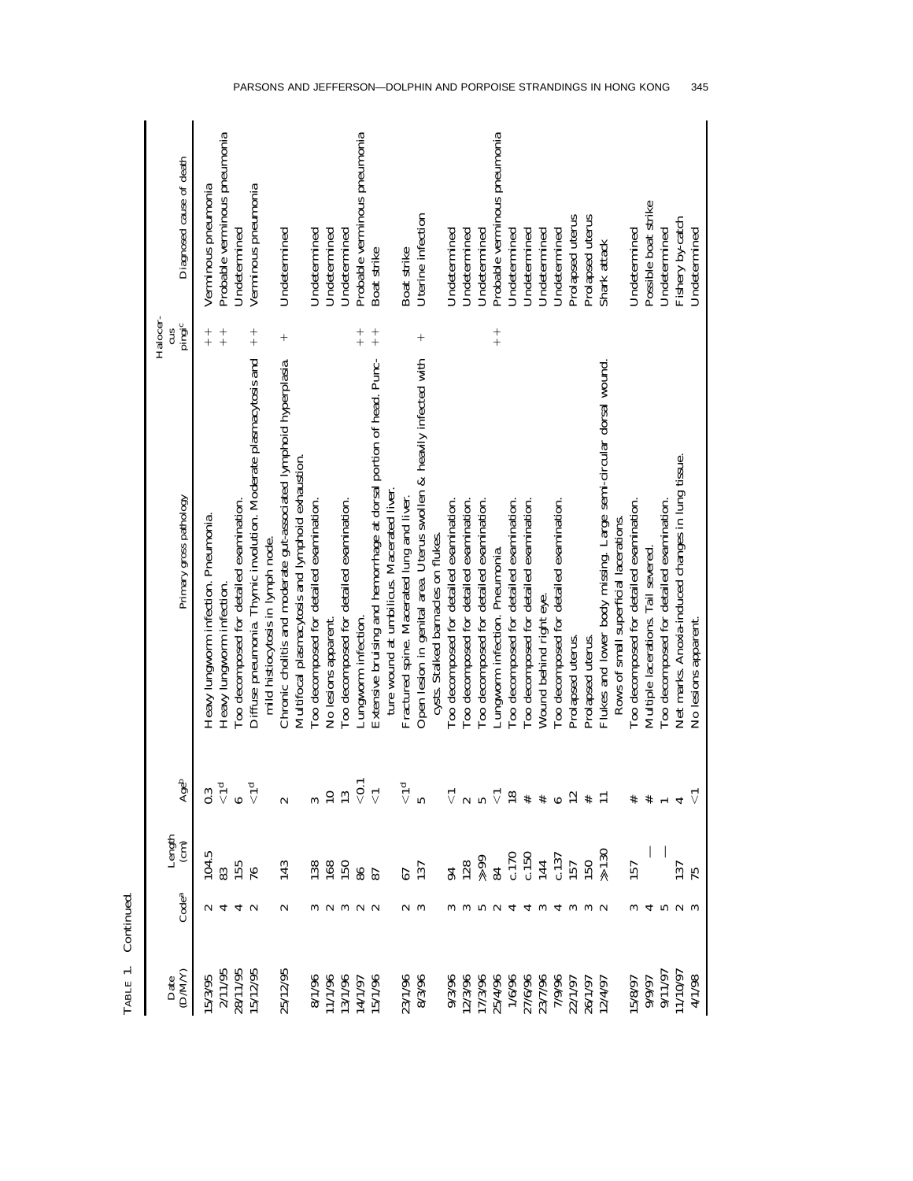TABLE 1. Continued.

| Date (D/M/Y) | Code[a] | Length (cm) | Age[b] | Primary gross pathology | Halocercus pingi[c] | Diagnosed cause of death |
|---|---|---|---|---|---|---|
| 15/3/95 | 2 | 104.5 | 0.3 | Heavy lungworm infection. Pneumonia. | ++ | Verminous pneumonia |
| 2/11/95 | 4 | 83 | <1[d] | Heavy lungworm infection. | ++ | Probable verminous pneumonia |
| 28/11/95 | 4 | 155 | 6 | Too decomposed for detailed examination. | | Undetermined |
| 15/12/95 | 2 | 76 | <1[d] | Diffuse pneumonia. Thymic involution. Moderate plasmacytosis and mild histiocytosis in lymph node. | ++ | Verminous pneumonia |
| 25/12/95 | 2 | 143 | 2 | Chronic cholitis and moderate gut-associated lymphoid hyperplasia. Multifocal plasmacytosis and lymphoid exhaustion. | + | Undetermined |
| 8/1/96 | 3 | 138 | 3 | Too decomposed for detailed examination. | | Undetermined |
| 11/1/96 | 2 | 168 | 10 | No lesions apparent. | | Undetermined |
| 13/1/96 | 3 | 150 | 13 | Too decomposed for detailed examination. | | Undetermined |
| 14/1/97 | 2 | 86 | <0.1 | Lungworm infection. | ++ | Probable verminous pneumonia |
| 15/1/96 | 2 | 87 | <1 | Extensive bruising and hemorrhage at dorsal portion of head. Puncture wound at umbilicus. Macerated liver. | ++ | Boat strike |
| 23/1/96 | 2 | 67 | <1[d] | Fractured spine. Macerated lung and liver. | | Boat strike |
| 8/3/96 | 3 | 137 | 5 | Open lesion in genital area. Uterus swollen & heavily infected with cysts. Stalked barnacles on flukes. | + | Uterine infection |
| 9/3/96 | 3 | 94 | <1 | Too decomposed for detailed examination. | | Undetermined |
| 12/3/96 | 3 | 128 | 2 | Too decomposed for detailed examination. | | Undetermined |
| 17/3/96 | 5 | ≫99 | 5 | Too decomposed for detailed examination. | | Undetermined |
| 25/4/96 | 2 | 84 | <1 | Lungworm infection. Pneumonia. | ++ | Probable verminous pneumonia |
| 1/6/96 | 4 | c.170 | 18 | Too decomposed for detailed examination. | | Undetermined |
| 27/6/96 | 4 | c.150 | # | Too decomposed for detailed examination. | | Undetermined |
| 23/7/96 | 3 | 144 | # | Wound behind right eye. | | Undetermined |
| 7/9/96 | 4 | c.137 | 6 | Too decomposed for detailed examination. | | Undetermined |
| 22/1/97 | 3 | 157 | 12 | Prolapsed uterus. | | Prolapsed uterus |
| 26/1/97 | 3 | 150 | # | Prolapsed uterus. | | Prolapsed uterus |
| 12/4/97 | 2 | ≫130 | 11 | Flukes and lower body missing. Large semi-circular dorsal wound. Rows of small superficial lacerations. | | Shark attack |
| 15/8/97 | 3 | 157 | # | Too decomposed for detailed examination. | | Undetermined |
| 9/9/97 | 4 | — | # | Multiple lacerations. Tail severed. | | Possible boat strike |
| 9/11/97 | 5 | — | 1 | Too decomposed for detailed examination. | | Undetermined |
| 11/10/97 | 2 | 137 | 4 | Net marks. Anoxia-induced changes in lung tissue. | | Fishery by-catch |
| 4/1/98 | 3 | 75 | <1 | No lesions apparent. | | Undetermined |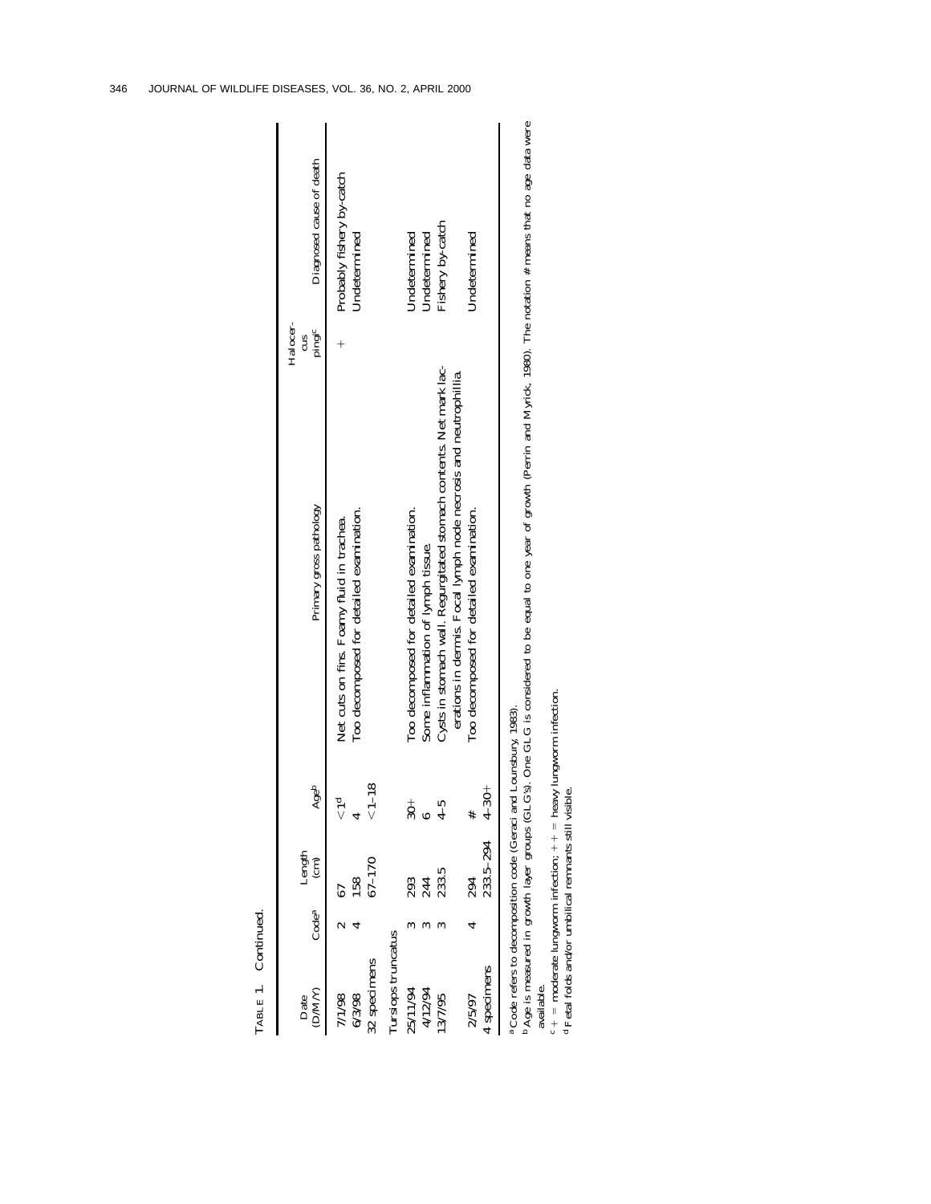TABLE 1. Continued.

| Date (D/M/Y) | Code[a] | Length (cm) | Age[b] | Primary gross pathology | *Halocercus pingi*[c] | Diagnosed cause of death |
|---|---|---|---|---|---|---|
| 7/1/98 | 2 | 67 | <1[d] | Net cuts on fins. Foamy fluid in trachea. | + | Probably fishery by-catch |
| 6/3/98 | 4 | 158 | 4 | Too decomposed for detailed examination. | | Undetermined |
| 32 specimens | | 67–170 | <1–18 | | | |
| *Tursiops truncatus* | | | | | | |
| 25/11/94 | 3 | 293 | 30+ | Too decomposed for detailed examination. | | Undetermined |
| 4/12/94 | 3 | 244 | 6 | Some inflammation of lymph tissue | | Undetermined |
| 13/7/95 | 3 | 233.5 | 4–5 | Cysts in stomach wall. Regurgitated stomach contents. Net mark lacerations in dermis. Focal lymph node necrosis and neutrophillia. | | Fishery by-catch |
| 2/5/97 | 4 | 294 | # | Too decomposed for detailed examination. | | Undetermined |
| 4 specimens | | 233.5–294 | 4–30+ | | | |

[a] Code refers to decomposition code (Geraci and Lounsbury, 1983).

[b] Age is measured in growth layer groups (GLG's). One GLG is considered to be equal to one year of growth (Perrin and Myrick, 1980). The notation # means that no age data were available.

[c] + = moderate lungworm infection; ++ = heavy lungworm infection.

[d] Fetal folds and/or umbilical remnants still visible.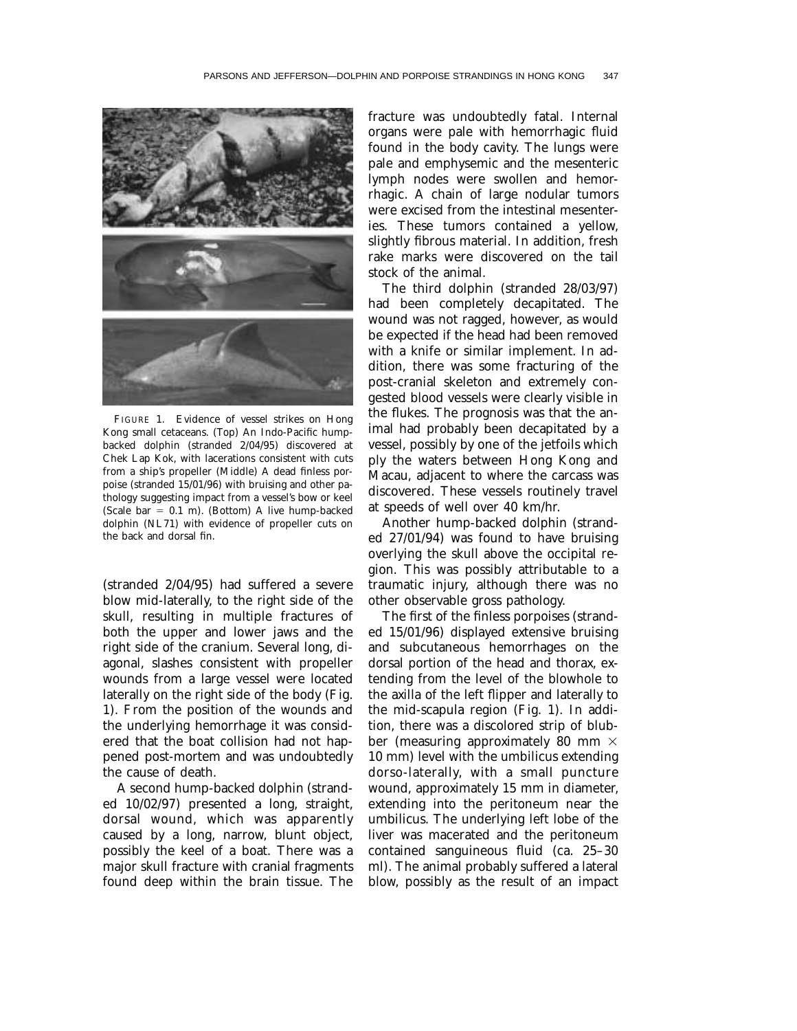FIGURE 1. Evidence of vessel strikes on Hong Kong small cetaceans. (Top) An Indo-Pacific hump-backed dolphin (stranded 2/04/95) discovered at Chek Lap Kok, with lacerations consistent with cuts from a ship's propeller (Middle) A dead finless porpoise (stranded 15/01/96) with bruising and other pathology suggesting impact from a vessel's bow or keel (Scale bar = 0.1 m). (Bottom) A live hump-backed dolphin (NL71) with evidence of propeller cuts on the back and dorsal fin.

(stranded 2/04/95) had suffered a severe blow mid-laterally, to the right side of the skull, resulting in multiple fractures of both the upper and lower jaws and the right side of the cranium. Several long, diagonal, slashes consistent with propeller wounds from a large vessel were located laterally on the right side of the body (Fig. 1). From the position of the wounds and the underlying hemorrhage it was considered that the boat collision had not happened post-mortem and was undoubtedly the cause of death.

A second hump-backed dolphin (stranded 10/02/97) presented a long, straight, dorsal wound, which was apparently caused by a long, narrow, blunt object, possibly the keel of a boat. There was a major skull fracture with cranial fragments found deep within the brain tissue. The fracture was undoubtedly fatal. Internal organs were pale with hemorrhagic fluid found in the body cavity. The lungs were pale and emphysemic and the mesenteric lymph nodes were swollen and hemorrhagic. A chain of large nodular tumors were excised from the intestinal mesenteries. These tumors contained a yellow, slightly fibrous material. In addition, fresh rake marks were discovered on the tail stock of the animal.

The third dolphin (stranded 28/03/97) had been completely decapitated. The wound was not ragged, however, as would be expected if the head had been removed with a knife or similar implement. In addition, there was some fracturing of the post-cranial skeleton and extremely congested blood vessels were clearly visible in the flukes. The prognosis was that the animal had probably been decapitated by a vessel, possibly by one of the jetfoils which ply the waters between Hong Kong and Macau, adjacent to where the carcass was discovered. These vessels routinely travel at speeds of well over 40 km/hr.

Another hump-backed dolphin (stranded 27/01/94) was found to have bruising overlying the skull above the occipital region. This was possibly attributable to a traumatic injury, although there was no other observable gross pathology.

The first of the finless porpoises (stranded 15/01/96) displayed extensive bruising and subcutaneous hemorrhages on the dorsal portion of the head and thorax, extending from the level of the blowhole to the axilla of the left flipper and laterally to the mid-scapula region (Fig. 1). In addition, there was a discolored strip of blubber (measuring approximately 80 mm $\times$ 10 mm) level with the umbilicus extending dorso-laterally, with a small puncture wound, approximately 15 mm in diameter, extending into the peritoneum near the umbilicus. The underlying left lobe of the liver was macerated and the peritoneum contained sanguineous fluid (ca. 25–30 ml). The animal probably suffered a lateral blow, possibly as the result of an impact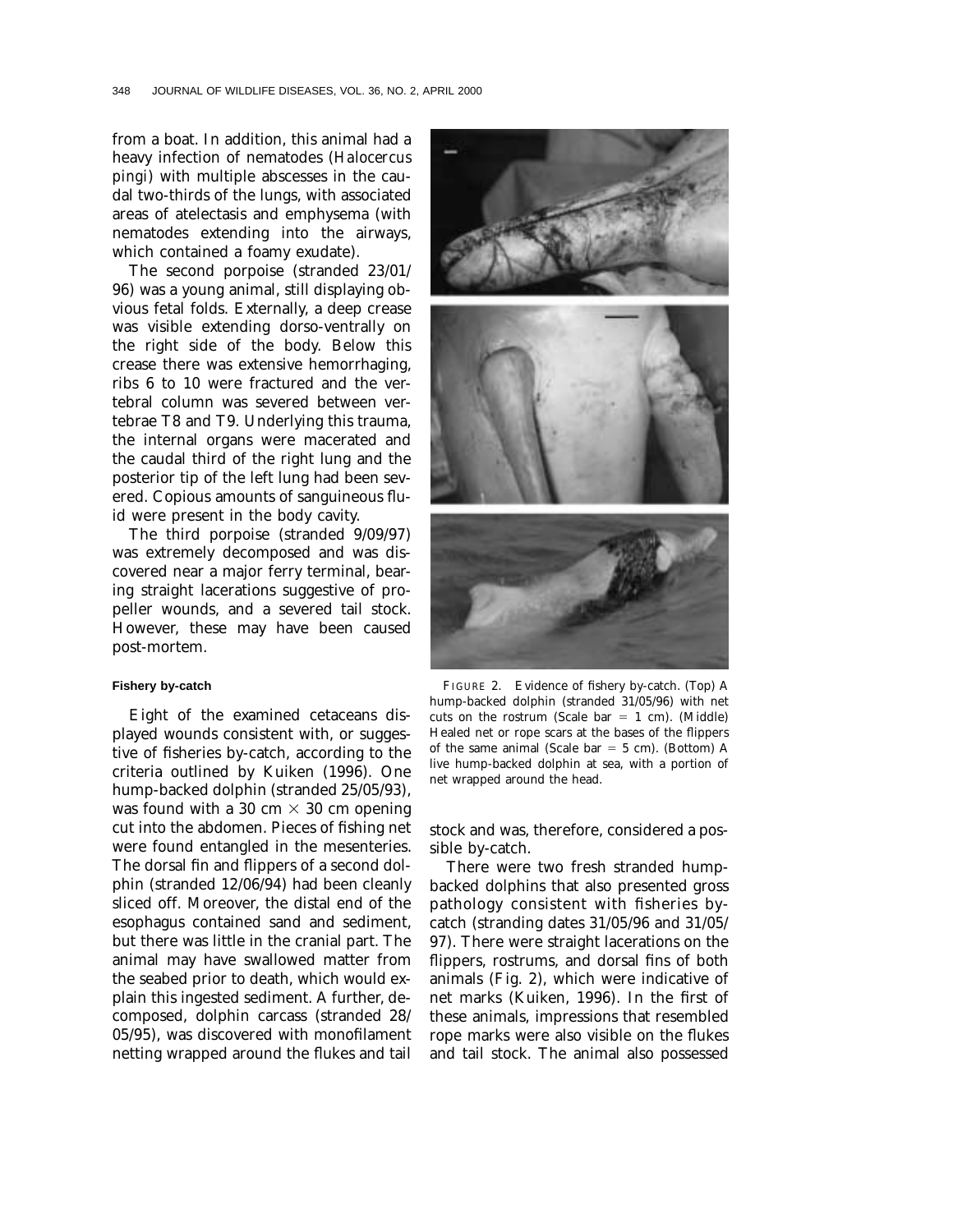from a boat. In addition, this animal had a heavy infection of nematodes (*Halocercus pingi*) with multiple abscesses in the caudal two-thirds of the lungs, with associated areas of atelectasis and emphysema (with nematodes extending into the airways, which contained a foamy exudate).

The second porpoise (stranded 23/01/96) was a young animal, still displaying obvious fetal folds. Externally, a deep crease was visible extending dorso-ventrally on the right side of the body. Below this crease there was extensive hemorrhaging, ribs 6 to 10 were fractured and the vertebral column was severed between vertebrae T8 and T9. Underlying this trauma, the internal organs were macerated and the caudal third of the right lung and the posterior tip of the left lung had been severed. Copious amounts of sanguineous fluid were present in the body cavity.

The third porpoise (stranded 9/09/97) was extremely decomposed and was discovered near a major ferry terminal, bearing straight lacerations suggestive of propeller wounds, and a severed tail stock. However, these may have been caused post-mortem.

#### Fishery by-catch

Eight of the examined cetaceans displayed wounds consistent with, or suggestive of fisheries by-catch, according to the criteria outlined by Kuiken (1996). One hump-backed dolphin (stranded 25/05/93), was found with a 30 cm × 30 cm opening cut into the abdomen. Pieces of fishing net were found entangled in the mesenteries. The dorsal fin and flippers of a second dolphin (stranded 12/06/94) had been cleanly sliced off. Moreover, the distal end of the esophagus contained sand and sediment, but there was little in the cranial part. The animal may have swallowed matter from the seabed prior to death, which would explain this ingested sediment. A further, decomposed, dolphin carcass (stranded 28/05/95), was discovered with monofilament netting wrapped around the flukes and tail stock and was, therefore, considered a possible by-catch.

There were two fresh stranded hump-backed dolphins that also presented gross pathology consistent with fisheries by-catch (stranding dates 31/05/96 and 31/05/97). There were straight lacerations on the flippers, rostrums, and dorsal fins of both animals (Fig. 2), which were indicative of net marks (Kuiken, 1996). In the first of these animals, impressions that resembled rope marks were also visible on the flukes and tail stock. The animal also possessed

FIGURE 2. Evidence of fishery by-catch. (Top) A hump-backed dolphin (stranded 31/05/96) with net cuts on the rostrum (Scale bar = 1 cm). (Middle) Healed net or rope scars at the bases of the flippers of the same animal (Scale bar = 5 cm). (Bottom) A live hump-backed dolphin at sea, with a portion of net wrapped around the head.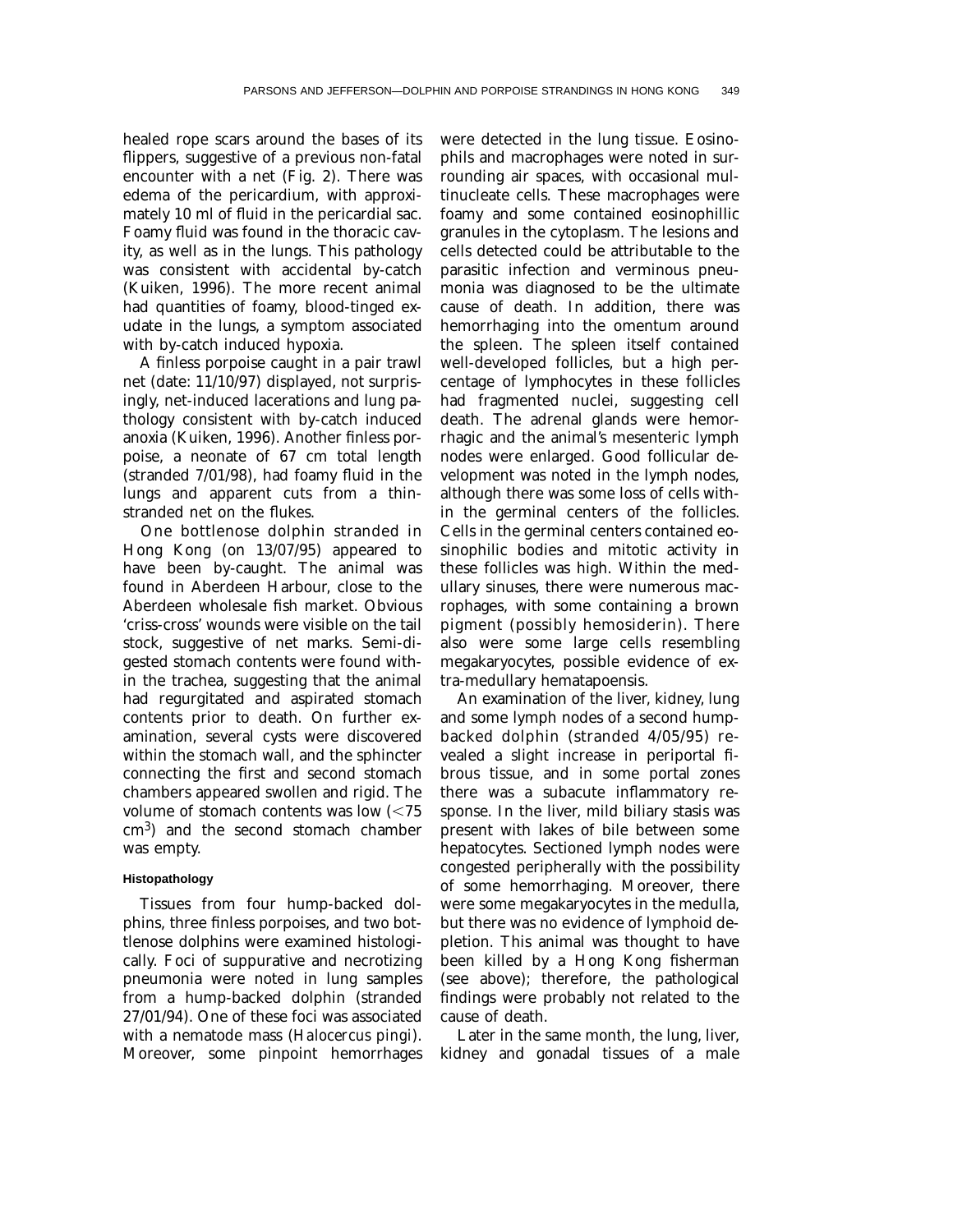healed rope scars around the bases of its flippers, suggestive of a previous non-fatal encounter with a net (Fig. 2). There was edema of the pericardium, with approximately 10 ml of fluid in the pericardial sac. Foamy fluid was found in the thoracic cavity, as well as in the lungs. This pathology was consistent with accidental by-catch (Kuiken, 1996). The more recent animal had quantities of foamy, blood-tinged exudate in the lungs, a symptom associated with by-catch induced hypoxia.

A finless porpoise caught in a pair trawl net (date: 11/10/97) displayed, not surprisingly, net-induced lacerations and lung pathology consistent with by-catch induced anoxia (Kuiken, 1996). Another finless porpoise, a neonate of 67 cm total length (stranded 7/01/98), had foamy fluid in the lungs and apparent cuts from a thin-stranded net on the flukes.

One bottlenose dolphin stranded in Hong Kong (on 13/07/95) appeared to have been by-caught. The animal was found in Aberdeen Harbour, close to the Aberdeen wholesale fish market. Obvious 'criss-cross' wounds were visible on the tail stock, suggestive of net marks. Semi-digested stomach contents were found within the trachea, suggesting that the animal had regurgitated and aspirated stomach contents prior to death. On further examination, several cysts were discovered within the stomach wall, and the sphincter connecting the first and second stomach chambers appeared swollen and rigid. The volume of stomach contents was low ($<75$ $cm^3$) and the second stomach chamber was empty.

#### Histopathology

Tissues from four hump-backed dolphins, three finless porpoises, and two bottlenose dolphins were examined histologically. Foci of suppurative and necrotizing pneumonia were noted in lung samples from a hump-backed dolphin (stranded 27/01/94). One of these foci was associated with a nematode mass (*Halocercus pingi*). Moreover, some pinpoint hemorrhages were detected in the lung tissue. Eosinophils and macrophages were noted in surrounding air spaces, with occasional multinucleate cells. These macrophages were foamy and some contained eosinophillic granules in the cytoplasm. The lesions and cells detected could be attributable to the parasitic infection and verminous pneumonia was diagnosed to be the ultimate cause of death. In addition, there was hemorrhaging into the omentum around the spleen. The spleen itself contained well-developed follicles, but a high percentage of lymphocytes in these follicles had fragmented nuclei, suggesting cell death. The adrenal glands were hemorrhagic and the animal's mesenteric lymph nodes were enlarged. Good follicular development was noted in the lymph nodes, although there was some loss of cells within the germinal centers of the follicles. Cells in the germinal centers contained eosinophilic bodies and mitotic activity in these follicles was high. Within the medullary sinuses, there were numerous macrophages, with some containing a brown pigment (possibly hemosiderin). There also were some large cells resembling megakaryocytes, possible evidence of extra-medullary hematapoensis.

An examination of the liver, kidney, lung and some lymph nodes of a second hump-backed dolphin (stranded 4/05/95) revealed a slight increase in periportal fibrous tissue, and in some portal zones there was a subacute inflammatory response. In the liver, mild biliary stasis was present with lakes of bile between some hepatocytes. Sectioned lymph nodes were congested peripherally with the possibility of some hemorrhaging. Moreover, there were some megakaryocytes in the medulla, but there was no evidence of lymphoid depletion. This animal was thought to have been killed by a Hong Kong fisherman (see above); therefore, the pathological findings were probably not related to the cause of death.

Later in the same month, the lung, liver, kidney and gonadal tissues of a male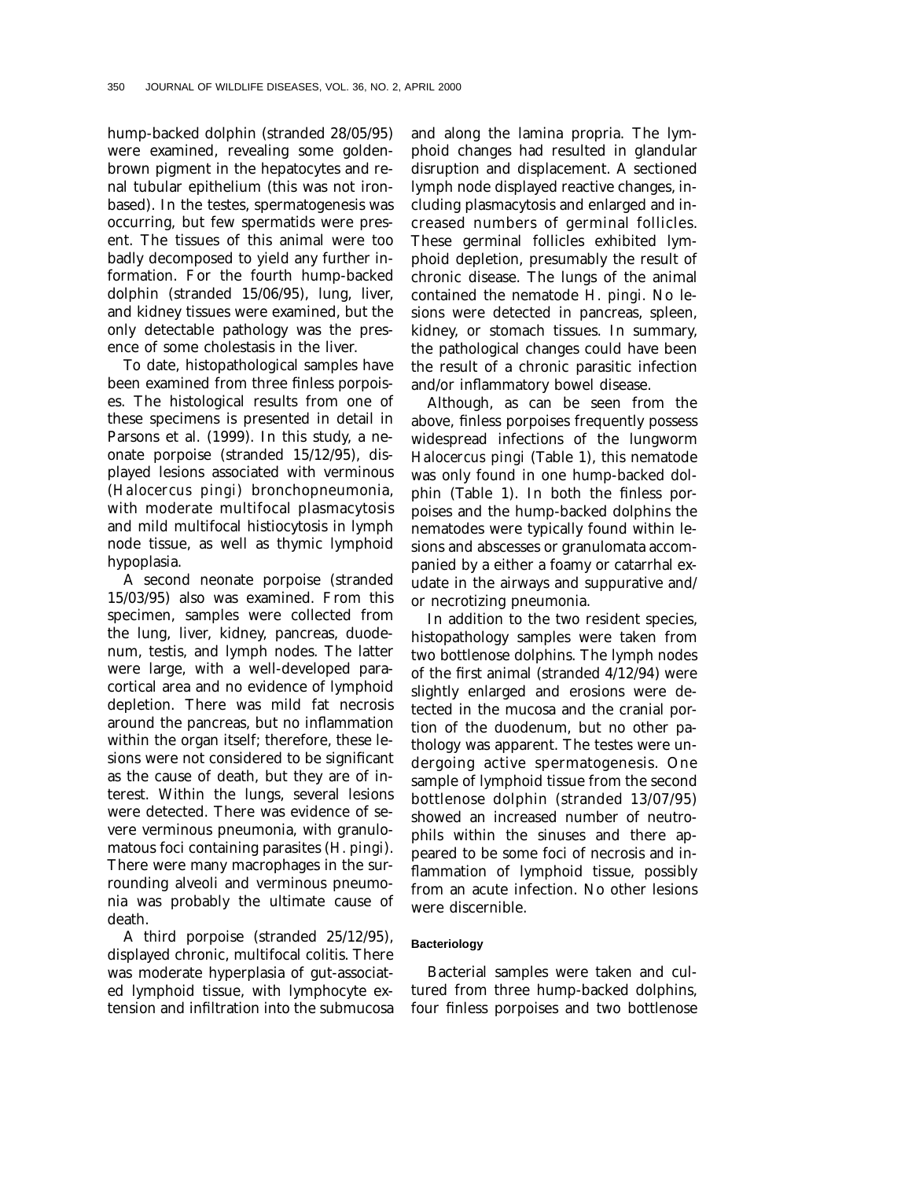hump-backed dolphin (stranded 28/05/95) were examined, revealing some golden-brown pigment in the hepatocytes and renal tubular epithelium (this was not iron-based). In the testes, spermatogenesis was occurring, but few spermatids were present. The tissues of this animal were too badly decomposed to yield any further information. For the fourth hump-backed dolphin (stranded 15/06/95), lung, liver, and kidney tissues were examined, but the only detectable pathology was the presence of some cholestasis in the liver.

To date, histopathological samples have been examined from three finless porpoises. The histological results from one of these specimens is presented in detail in Parsons et al. (1999). In this study, a neonate porpoise (stranded 15/12/95), displayed lesions associated with verminous (*Halocercus pingi*) bronchopneumonia, with moderate multifocal plasmacytosis and mild multifocal histiocytosis in lymph node tissue, as well as thymic lymphoid hypoplasia.

A second neonate porpoise (stranded 15/03/95) also was examined. From this specimen, samples were collected from the lung, liver, kidney, pancreas, duodenum, testis, and lymph nodes. The latter were large, with a well-developed paracortical area and no evidence of lymphoid depletion. There was mild fat necrosis around the pancreas, but no inflammation within the organ itself; therefore, these lesions were not considered to be significant as the cause of death, but they are of interest. Within the lungs, several lesions were detected. There was evidence of severe verminous pneumonia, with granulomatous foci containing parasites (*H. pingi*). There were many macrophages in the surrounding alveoli and verminous pneumonia was probably the ultimate cause of death.

A third porpoise (stranded 25/12/95), displayed chronic, multifocal colitis. There was moderate hyperplasia of gut-associated lymphoid tissue, with lymphocyte extension and infiltration into the submucosa and along the lamina propria. The lymphoid changes had resulted in glandular disruption and displacement. A sectioned lymph node displayed reactive changes, including plasmacytosis and enlarged and increased numbers of germinal follicles. These germinal follicles exhibited lymphoid depletion, presumably the result of chronic disease. The lungs of the animal contained the nematode *H. pingi*. No lesions were detected in pancreas, spleen, kidney, or stomach tissues. In summary, the pathological changes could have been the result of a chronic parasitic infection and/or inflammatory bowel disease.

Although, as can be seen from the above, finless porpoises frequently possess widespread infections of the lungworm *Halocercus pingi* (Table 1), this nematode was only found in one hump-backed dolphin (Table 1). In both the finless porpoises and the hump-backed dolphins the nematodes were typically found within lesions and abscesses or granulomata accompanied by a either a foamy or catarrhal exudate in the airways and suppurative and/or necrotizing pneumonia.

In addition to the two resident species, histopathology samples were taken from two bottlenose dolphins. The lymph nodes of the first animal (stranded 4/12/94) were slightly enlarged and erosions were detected in the mucosa and the cranial portion of the duodenum, but no other pathology was apparent. The testes were undergoing active spermatogenesis. One sample of lymphoid tissue from the second bottlenose dolphin (stranded 13/07/95) showed an increased number of neutrophils within the sinuses and there appeared to be some foci of necrosis and inflammation of lymphoid tissue, possibly from an acute infection. No other lesions were discernible.

### Bacteriology

Bacterial samples were taken and cultured from three hump-backed dolphins, four finless porpoises and two bottlenose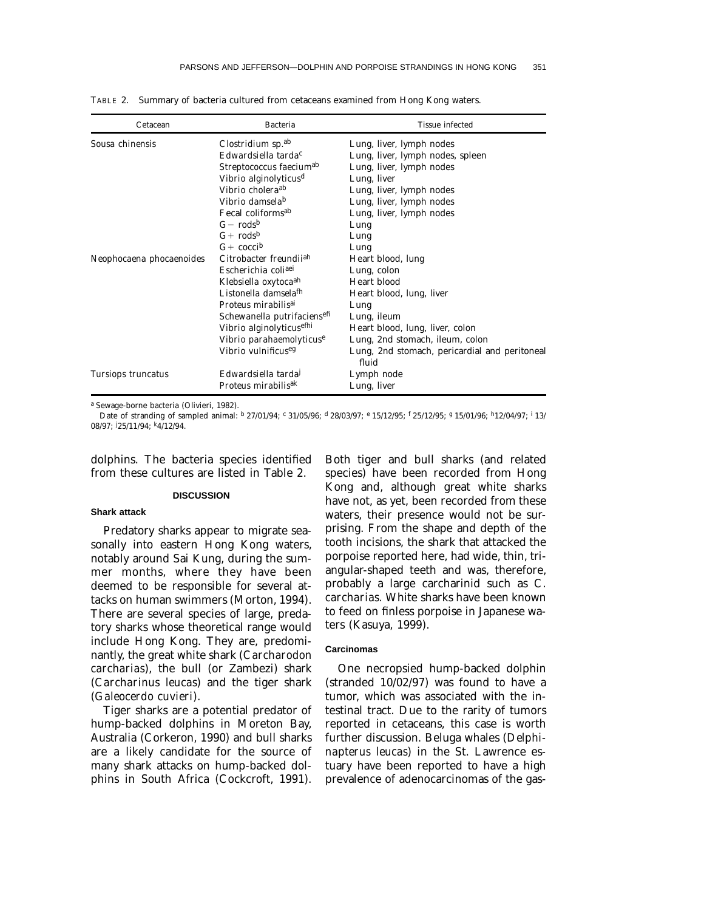TABLE 2. Summary of bacteria cultured from cetaceans examined from Hong Kong waters.

| Cetacean | Bacteria | Tissue infected |
|---|---|---|
| *Sousa chinensis* | *Clostridium* sp.[ab] | Lung, liver, lymph nodes |
| | *Edwardsiella tarda*[c] | Lung, liver, lymph nodes, spleen |
| | *Streptococcus faecium*[ab] | Lung, liver, lymph nodes |
| | *Vibrio alginolyticus*[d] | Lung, liver |
| | *Vibrio cholera*[ab] | Lung, liver, lymph nodes |
| | *Vibrio damsela*[b] | Lung, liver, lymph nodes |
| | Fecal coliforms[ab] | Lung, liver, lymph nodes |
| | G− rods[b] | Lung |
| | G+ rods[b] | Lung |
| | G+ cocci[b] | Lung |
| *Neophocaena phocaenoides* | *Citrobacter freundii*[ah] | Heart blood, lung |
| | *Escherichia coli*[aei] | Lung, colon |
| | *Klebsiella oxytoca*[ah] | Heart blood |
| | *Listonella damsela*[fh] | Heart blood, lung, liver |
| | *Proteus mirabilis*[ai] | Lung |
| | *Schewanella putrifaciens*[efi] | Lung, ileum |
| | *Vibrio alginolyticus*[efhi] | Heart blood, lung, liver, colon |
| | *Vibrio parahaemolyticus*[e] | Lung, 2nd stomach, ileum, colon |
| | *Vibrio vulnificus*[eg] | Lung, 2nd stomach, pericardial and peritoneal fluid |
| *Tursiops truncatus* | *Edwardsiella tarda*[j] | Lymph node |
| | *Proteus mirabilis*[ak] | Lung, liver |

[a] Sewage-borne bacteria (Olivieri, 1982).

Date of stranding of sampled animal: [b] 27/01/94; [c] 31/05/96; [d] 28/03/97; [e] 15/12/95; [f] 25/12/95; [g] 15/01/96; [h] 12/04/97; [i] 13/08/97; [j] 25/11/94; [k] 4/12/94.

dolphins. The bacteria species identified from these cultures are listed in Table 2.

## DISCUSSION

### Shark attack

Predatory sharks appear to migrate seasonally into eastern Hong Kong waters, notably around Sai Kung, during the summer months, where they have been deemed to be responsible for several attacks on human swimmers (Morton, 1994). There are several species of large, predatory sharks whose theoretical range would include Hong Kong. They are, predominantly, the great white shark (*Carcharodon carcharias*), the bull (or Zambezi) shark (*Carcharinus leucas*) and the tiger shark (*Galeocerdo cuvieri*).

Tiger sharks are a potential predator of hump-backed dolphins in Moreton Bay, Australia (Corkeron, 1990) and bull sharks are a likely candidate for the source of many shark attacks on hump-backed dolphins in South Africa (Cockcroft, 1991). Both tiger and bull sharks (and related species) have been recorded from Hong Kong and, although great white sharks have not, as yet, been recorded from these waters, their presence would not be surprising. From the shape and depth of the tooth incisions, the shark that attacked the porpoise reported here, had wide, thin, triangular-shaped teeth and was, therefore, probably a large carcharinid such as *C. carcharias*. White sharks have been known to feed on finless porpoise in Japanese waters (Kasuya, 1999).

### Carcinomas

One necropsied hump-backed dolphin (stranded 10/02/97) was found to have a tumor, which was associated with the intestinal tract. Due to the rarity of tumors reported in cetaceans, this case is worth further discussion. Beluga whales (*Delphinapterus leucas*) in the St. Lawrence estuary have been reported to have a high prevalence of adenocarcinomas of the gas-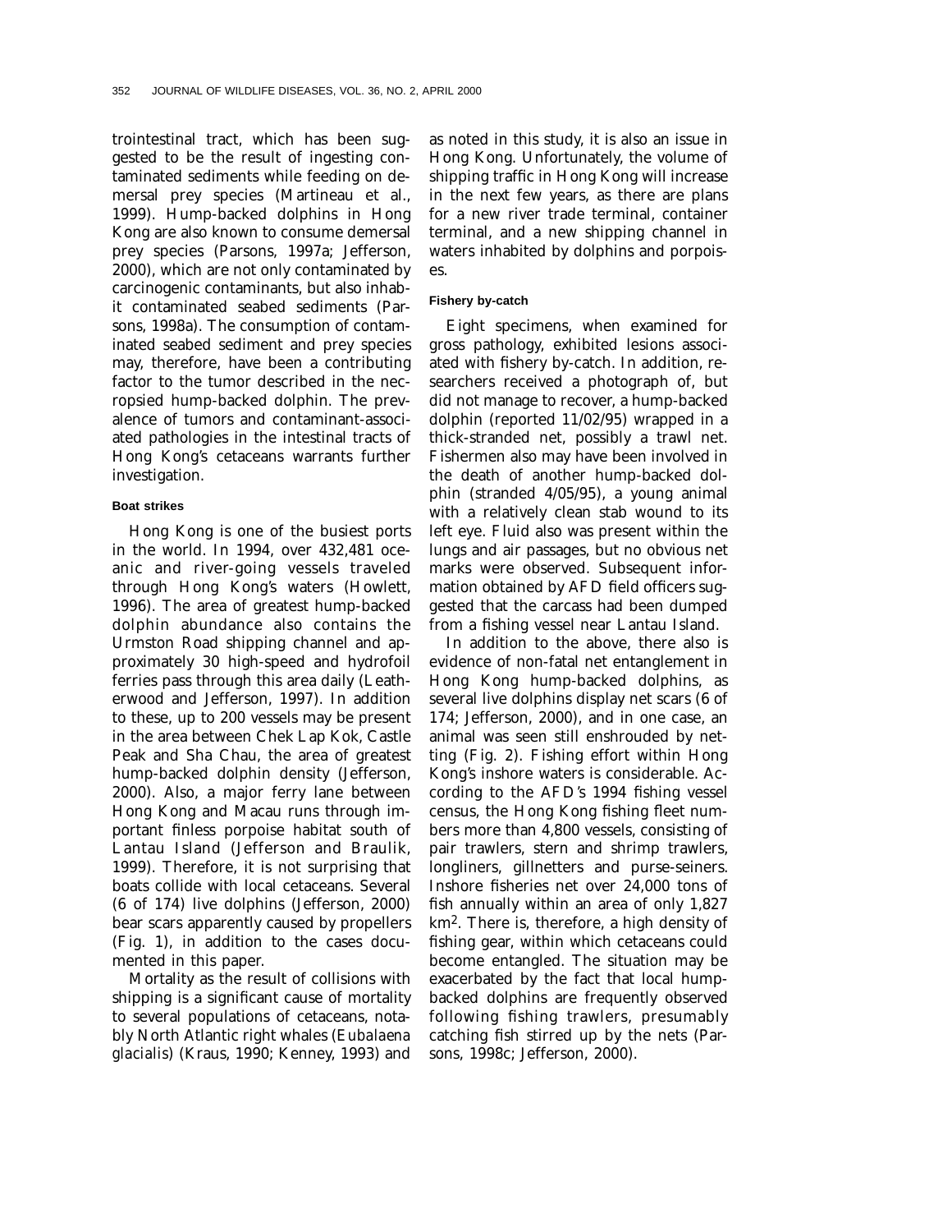trointestinal tract, which has been suggested to be the result of ingesting contaminated sediments while feeding on demersal prey species (Martineau et al., 1999). Hump-backed dolphins in Hong Kong are also known to consume demersal prey species (Parsons, 1997a; Jefferson, 2000), which are not only contaminated by carcinogenic contaminants, but also inhabit contaminated seabed sediments (Parsons, 1998a). The consumption of contaminated seabed sediment and prey species may, therefore, have been a contributing factor to the tumor described in the necropsied hump-backed dolphin. The prevalence of tumors and contaminant-associated pathologies in the intestinal tracts of Hong Kong's cetaceans warrants further investigation.

#### Boat strikes

Hong Kong is one of the busiest ports in the world. In 1994, over 432,481 oceanic and river-going vessels traveled through Hong Kong's waters (Howlett, 1996). The area of greatest hump-backed dolphin abundance also contains the Urmston Road shipping channel and approximately 30 high-speed and hydrofoil ferries pass through this area daily (Leatherwood and Jefferson, 1997). In addition to these, up to 200 vessels may be present in the area between Chek Lap Kok, Castle Peak and Sha Chau, the area of greatest hump-backed dolphin density (Jefferson, 2000). Also, a major ferry lane between Hong Kong and Macau runs through important finless porpoise habitat south of Lantau Island (Jefferson and Braulik, 1999). Therefore, it is not surprising that boats collide with local cetaceans. Several (6 of 174) live dolphins (Jefferson, 2000) bear scars apparently caused by propellers (Fig. 1), in addition to the cases documented in this paper.

Mortality as the result of collisions with shipping is a significant cause of mortality to several populations of cetaceans, notably North Atlantic right whales (*Eubalaena glacialis*) (Kraus, 1990; Kenney, 1993) and as noted in this study, it is also an issue in Hong Kong. Unfortunately, the volume of shipping traffic in Hong Kong will increase in the next few years, as there are plans for a new river trade terminal, container terminal, and a new shipping channel in waters inhabited by dolphins and porpoises.

#### Fishery by-catch

Eight specimens, when examined for gross pathology, exhibited lesions associated with fishery by-catch. In addition, researchers received a photograph of, but did not manage to recover, a hump-backed dolphin (reported 11/02/95) wrapped in a thick-stranded net, possibly a trawl net. Fishermen also may have been involved in the death of another hump-backed dolphin (stranded 4/05/95), a young animal with a relatively clean stab wound to its left eye. Fluid also was present within the lungs and air passages, but no obvious net marks were observed. Subsequent information obtained by AFD field officers suggested that the carcass had been dumped from a fishing vessel near Lantau Island.

In addition to the above, there also is evidence of non-fatal net entanglement in Hong Kong hump-backed dolphins, as several live dolphins display net scars (6 of 174; Jefferson, 2000), and in one case, an animal was seen still enshrouded by netting (Fig. 2). Fishing effort within Hong Kong's inshore waters is considerable. According to the AFD's 1994 fishing vessel census, the Hong Kong fishing fleet numbers more than 4,800 vessels, consisting of pair trawlers, stern and shrimp trawlers, longliners, gillnetters and purse-seiners. Inshore fisheries net over 24,000 tons of fish annually within an area of only 1,827 km$^2$. There is, therefore, a high density of fishing gear, within which cetaceans could become entangled. The situation may be exacerbated by the fact that local hump-backed dolphins are frequently observed following fishing trawlers, presumably catching fish stirred up by the nets (Parsons, 1998c; Jefferson, 2000).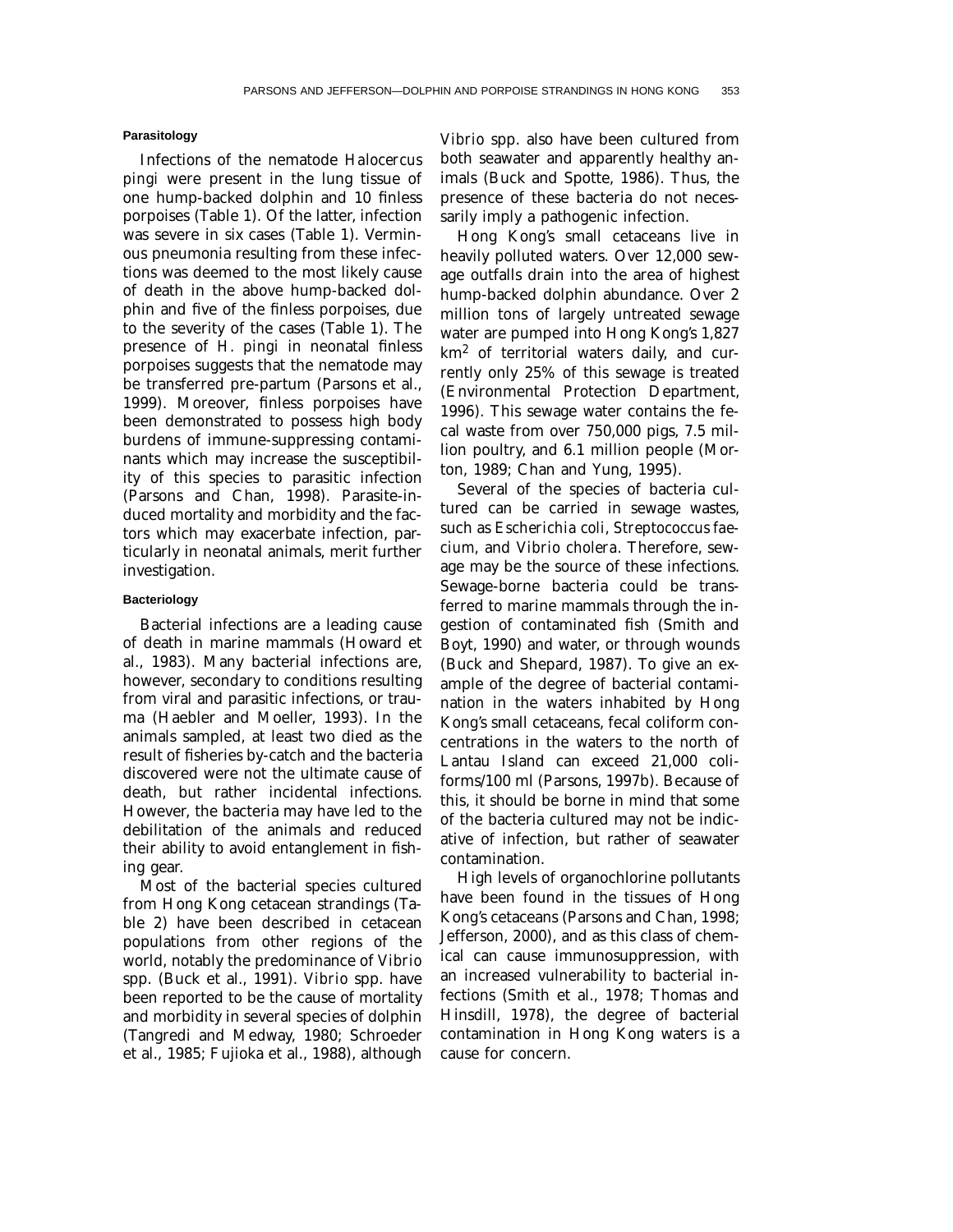### Parasitology

Infections of the nematode *Halocercus pingi* were present in the lung tissue of one hump-backed dolphin and 10 finless porpoises (Table 1). Of the latter, infection was severe in six cases (Table 1). Verminous pneumonia resulting from these infections was deemed to the most likely cause of death in the above hump-backed dolphin and five of the finless porpoises, due to the severity of the cases (Table 1). The presence of *H. pingi* in neonatal finless porpoises suggests that the nematode may be transferred pre-partum (Parsons et al., 1999). Moreover, finless porpoises have been demonstrated to possess high body burdens of immune-suppressing contaminants which may increase the susceptibility of this species to parasitic infection (Parsons and Chan, 1998). Parasite-induced mortality and morbidity and the factors which may exacerbate infection, particularly in neonatal animals, merit further investigation.

### Bacteriology

Bacterial infections are a leading cause of death in marine mammals (Howard et al., 1983). Many bacterial infections are, however, secondary to conditions resulting from viral and parasitic infections, or trauma (Haebler and Moeller, 1993). In the animals sampled, at least two died as the result of fisheries by-catch and the bacteria discovered were not the ultimate cause of death, but rather incidental infections. However, the bacteria may have led to the debilitation of the animals and reduced their ability to avoid entanglement in fishing gear.

Most of the bacterial species cultured from Hong Kong cetacean strandings (Table 2) have been described in cetacean populations from other regions of the world, notably the predominance of *Vibrio* spp. (Buck et al., 1991). *Vibrio* spp. have been reported to be the cause of mortality and morbidity in several species of dolphin (Tangredi and Medway, 1980; Schroeder et al., 1985; Fujioka et al., 1988), although *Vibrio* spp. also have been cultured from both seawater and apparently healthy animals (Buck and Spotte, 1986). Thus, the presence of these bacteria do not necessarily imply a pathogenic infection.

Hong Kong's small cetaceans live in heavily polluted waters. Over 12,000 sewage outfalls drain into the area of highest hump-backed dolphin abundance. Over 2 million tons of largely untreated sewage water are pumped into Hong Kong's 1,827 $km^2$ of territorial waters daily, and currently only 25% of this sewage is treated (Environmental Protection Department, 1996). This sewage water contains the fecal waste from over 750,000 pigs, 7.5 million poultry, and 6.1 million people (Morton, 1989; Chan and Yung, 1995).

Several of the species of bacteria cultured can be carried in sewage wastes, such as *Escherichia coli*, *Streptococcus faecium*, and *Vibrio cholera*. Therefore, sewage may be the source of these infections. Sewage-borne bacteria could be transferred to marine mammals through the ingestion of contaminated fish (Smith and Boyt, 1990) and water, or through wounds (Buck and Shepard, 1987). To give an example of the degree of bacterial contamination in the waters inhabited by Hong Kong's small cetaceans, fecal coliform concentrations in the waters to the north of Lantau Island can exceed 21,000 coliforms/100 ml (Parsons, 1997b). Because of this, it should be borne in mind that some of the bacteria cultured may not be indicative of infection, but rather of seawater contamination.

High levels of organochlorine pollutants have been found in the tissues of Hong Kong's cetaceans (Parsons and Chan, 1998; Jefferson, 2000), and as this class of chemical can cause immunosuppression, with an increased vulnerability to bacterial infections (Smith et al., 1978; Thomas and Hinsdill, 1978), the degree of bacterial contamination in Hong Kong waters is a cause for concern.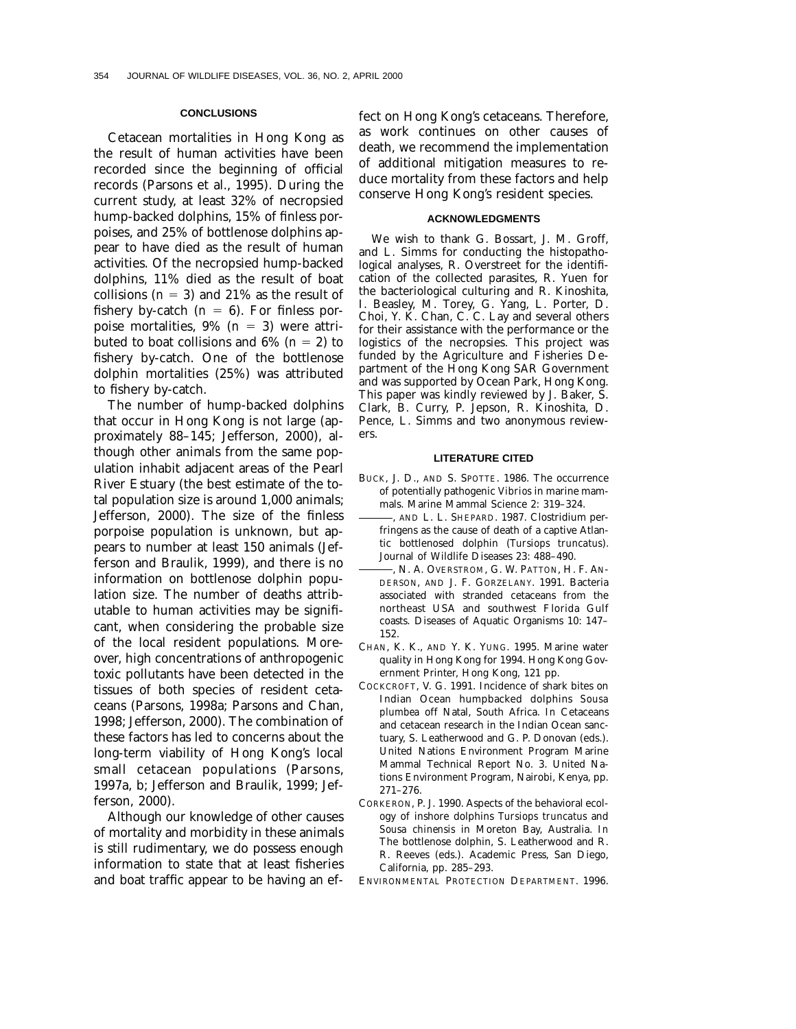## CONCLUSIONS

Cetacean mortalities in Hong Kong as the result of human activities have been recorded since the beginning of official records (Parsons et al., 1995). During the current study, at least 32% of necropsied hump-backed dolphins, 15% of finless porpoises, and 25% of bottlenose dolphins appear to have died as the result of human activities. Of the necropsied hump-backed dolphins, 11% died as the result of boat collisions ($n = 3$) and 21% as the result of fishery by-catch ($n = 6$). For finless porpoise mortalities, 9% ($n = 3$) were attributed to boat collisions and 6% ($n = 2$) to fishery by-catch. One of the bottlenose dolphin mortalities (25%) was attributed to fishery by-catch.

The number of hump-backed dolphins that occur in Hong Kong is not large (approximately 88–145; Jefferson, 2000), although other animals from the same population inhabit adjacent areas of the Pearl River Estuary (the best estimate of the total population size is around 1,000 animals; Jefferson, 2000). The size of the finless porpoise population is unknown, but appears to number at least 150 animals (Jefferson and Braulik, 1999), and there is no information on bottlenose dolphin population size. The number of deaths attributable to human activities may be significant, when considering the probable size of the local resident populations. Moreover, high concentrations of anthropogenic toxic pollutants have been detected in the tissues of both species of resident cetaceans (Parsons, 1998a; Parsons and Chan, 1998; Jefferson, 2000). The combination of these factors has led to concerns about the long-term viability of Hong Kong's local small cetacean populations (Parsons, 1997a, b; Jefferson and Braulik, 1999; Jefferson, 2000).

Although our knowledge of other causes of mortality and morbidity in these animals is still rudimentary, we do possess enough information to state that at least fisheries and boat traffic appear to be having an effect on Hong Kong's cetaceans. Therefore, as work continues on other causes of death, we recommend the implementation of additional mitigation measures to reduce mortality from these factors and help conserve Hong Kong's resident species.

## ACKNOWLEDGMENTS

We wish to thank G. Bossart, J. M. Groff, and L. Simms for conducting the histopathological analyses, R. Overstreet for the identification of the collected parasites, R. Yuen for the bacteriological culturing and R. Kinoshita, I. Beasley, M. Torey, G. Yang, L. Porter, D. Choi, Y. K. Chan, C. C. Lay and several others for their assistance with the performance or the logistics of the necropsies. This project was funded by the Agriculture and Fisheries Department of the Hong Kong SAR Government and was supported by Ocean Park, Hong Kong. This paper was kindly reviewed by J. Baker, S. Clark, B. Curry, P. Jepson, R. Kinoshita, D. Pence, L. Simms and two anonymous reviewers.

## LITERATURE CITED

BUCK, J. D., AND S. SPOTTE. 1986. The occurrence of potentially pathogenic *Vibrios* in marine mammals. Marine Mammal Science 2: 319–324.

———, AND L. L. SHEPARD. 1987. *Clostridium perfringens* as the cause of death of a captive Atlantic bottlenosed dolphin (*Tursiops truncatus*). Journal of Wildlife Diseases 23: 488–490.

———, N. A. OVERSTROM, G. W. PATTON, H. F. ANDERSON, AND J. F. GORZELANY. 1991. Bacteria associated with stranded cetaceans from the northeast USA and southwest Florida Gulf coasts. Diseases of Aquatic Organisms 10: 147–152.

CHAN, K. K., AND Y. K. YUNG. 1995. Marine water quality in Hong Kong for 1994. Hong Kong Government Printer, Hong Kong, 121 pp.

COCKCROFT, V. G. 1991. Incidence of shark bites on Indian Ocean humpbacked dolphins *Sousa plumbea* off Natal, South Africa. *In* Cetaceans and cetacean research in the Indian Ocean sanctuary, S. Leatherwood and G. P. Donovan (eds.). United Nations Environment Program Marine Mammal Technical Report No. 3. United Nations Environment Program, Nairobi, Kenya, pp. 271–276.

CORKERON, P. J. 1990. Aspects of the behavioral ecology of inshore dolphins *Tursiops truncatus* and *Sousa chinensis* in Moreton Bay, Australia. *In* The bottlenose dolphin, S. Leatherwood and R. R. Reeves (eds.). Academic Press, San Diego, California, pp. 285–293.

ENVIRONMENTAL PROTECTION DEPARTMENT. 1996.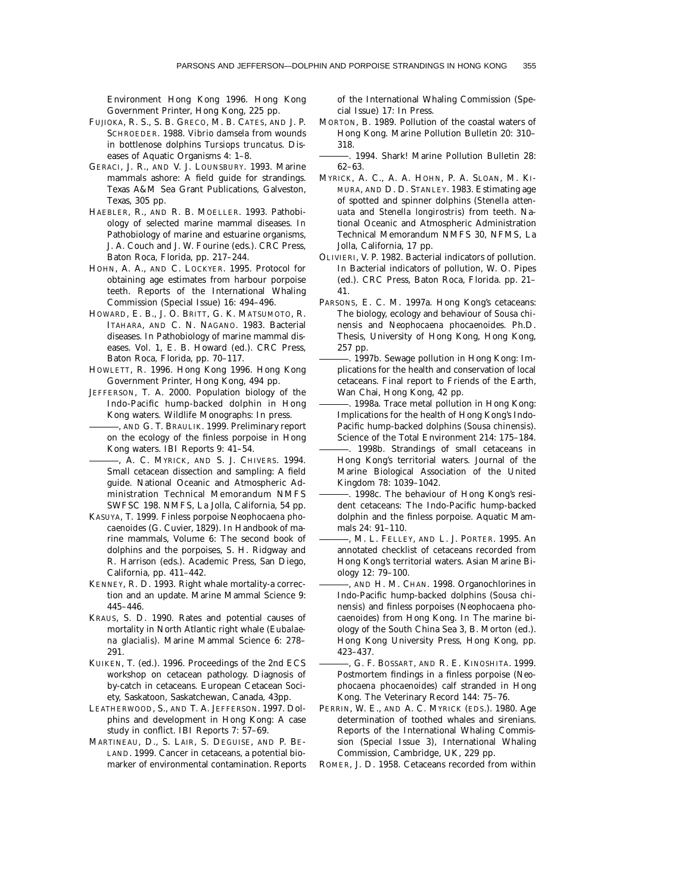Environment Hong Kong 1996. Hong Kong Government Printer, Hong Kong, 225 pp.

FUJIOKA, R. S., S. B. GRECO, M. B. CATES, AND J. P. SCHROEDER. 1988. *Vibrio damsela* from wounds in bottlenose dolphins *Tursiops truncatus*. Diseases of Aquatic Organisms 4: 1–8.

GERACI, J. R., AND V. J. LOUNSBURY. 1993. Marine mammals ashore: A field guide for strandings. Texas A&M Sea Grant Publications, Galveston, Texas, 305 pp.

HAEBLER, R., AND R. B. MOELLER. 1993. Pathobiology of selected marine mammal diseases. *In* Pathobiology of marine and estuarine organisms, J. A. Couch and J. W. Fourine (eds.). CRC Press, Baton Roca, Florida, pp. 217–244.

HOHN, A. A., AND C. LOCKYER. 1995. Protocol for obtaining age estimates from harbour porpoise teeth. Reports of the International Whaling Commission (Special Issue) 16: 494–496.

HOWARD, E. B., J. O. BRITT, G. K. MATSUMOTO, R. ITAHARA, AND C. N. NAGANO. 1983. Bacterial diseases. *In* Pathobiology of marine mammal diseases. Vol. 1, E. B. Howard (ed.). CRC Press, Baton Roca, Florida, pp. 70–117.

HOWLETT, R. 1996. Hong Kong 1996. Hong Kong Government Printer, Hong Kong, 494 pp.

JEFFERSON, T. A. 2000. Population biology of the Indo-Pacific hump-backed dolphin in Hong Kong waters. Wildlife Monographs: In press.

———, AND G. T. BRAULIK. 1999. Preliminary report on the ecology of the finless porpoise in Hong Kong waters. IBI Reports 9: 41–54.

———, A. C. MYRICK, AND S. J. CHIVERS. 1994. Small cetacean dissection and sampling: A field guide. National Oceanic and Atmospheric Administration Technical Memorandum NMFS SWFSC 198. NMFS, La Jolla, California, 54 pp.

KASUYA, T. 1999. Finless porpoise *Neophocaena phocaenoides* (G. Cuvier, 1829). *In* Handbook of marine mammals, Volume 6: The second book of dolphins and the porpoises, S. H. Ridgway and R. Harrison (eds.). Academic Press, San Diego, California, pp. 411–442.

KENNEY, R. D. 1993. Right whale mortality-a correction and an update. Marine Mammal Science 9: 445–446.

KRAUS, S. D. 1990. Rates and potential causes of mortality in North Atlantic right whale (*Eubalaena glacialis*). Marine Mammal Science 6: 278–291.

KUIKEN, T. (ed.). 1996. Proceedings of the 2nd ECS workshop on cetacean pathology. Diagnosis of by-catch in cetaceans. European Cetacean Society, Saskatoon, Saskatchewan, Canada, 43pp.

LEATHERWOOD, S., AND T. A. JEFFERSON. 1997. Dolphins and development in Hong Kong: A case study in conflict. IBI Reports 7: 57–69.

MARTINEAU, D., S. LAIR, S. DEGUISE, AND P. BELAND. 1999. Cancer in cetaceans, a potential biomarker of environmental contamination. Reports of the International Whaling Commission (Special Issue) 17: In Press.

MORTON, B. 1989. Pollution of the coastal waters of Hong Kong. Marine Pollution Bulletin 20: 310–318.

———. 1994. Shark! Marine Pollution Bulletin 28: 62–63.

MYRICK, A. C., A. A. HOHN, P. A. SLOAN, M. KIMURA, AND D. D. STANLEY. 1983. Estimating age of spotted and spinner dolphins (*Stenella attenuata* and *Stenella longirostris*) from teeth. National Oceanic and Atmospheric Administration Technical Memorandum NMFS 30, NFMS, La Jolla, California, 17 pp.

OLIVIERI, V. P. 1982. Bacterial indicators of pollution. *In* Bacterial indicators of pollution, W. O. Pipes (ed.). CRC Press, Baton Roca, Florida. pp. 21–41.

PARSONS, E. C. M. 1997a. Hong Kong's cetaceans: The biology, ecology and behaviour of *Sousa chinensis* and *Neophocaena phocaenoides*. Ph.D. Thesis, University of Hong Kong, Hong Kong, 257 pp.

———. 1997b. Sewage pollution in Hong Kong: Implications for the health and conservation of local cetaceans. Final report to Friends of the Earth, Wan Chai, Hong Kong, 42 pp.

———. 1998a. Trace metal pollution in Hong Kong: Implications for the health of Hong Kong's Indo-Pacific hump-backed dolphins (*Sousa chinensis*). Science of the Total Environment 214: 175–184.

———. 1998b. Strandings of small cetaceans in Hong Kong's territorial waters. Journal of the Marine Biological Association of the United Kingdom 78: 1039–1042.

———. 1998c. The behaviour of Hong Kong's resident cetaceans: The Indo-Pacific hump-backed dolphin and the finless porpoise. Aquatic Mammals 24: 91–110.

———, M. L. FELLEY, AND L. J. PORTER. 1995. An annotated checklist of cetaceans recorded from Hong Kong's territorial waters. Asian Marine Biology 12: 79–100.

———, AND H. M. CHAN. 1998. Organochlorines in Indo-Pacific hump-backed dolphins (*Sousa chinensis*) and finless porpoises (*Neophocaena phocaenoides*) from Hong Kong. *In* The marine biology of the South China Sea 3, B. Morton (ed.). Hong Kong University Press, Hong Kong, pp. 423–437.

———, G. F. BOSSART, AND R. E. KINOSHITA. 1999. Postmortem findings in a finless porpoise (*Neophocaena phocaenoides*) calf stranded in Hong Kong. The Veterinary Record 144: 75–76.

PERRIN, W. E., AND A. C. MYRICK (EDS.). 1980. Age determination of toothed whales and sirenians. Reports of the International Whaling Commission (Special Issue 3), International Whaling Commission, Cambridge, UK, 229 pp.

ROMER, J. D. 1958. Cetaceans recorded from within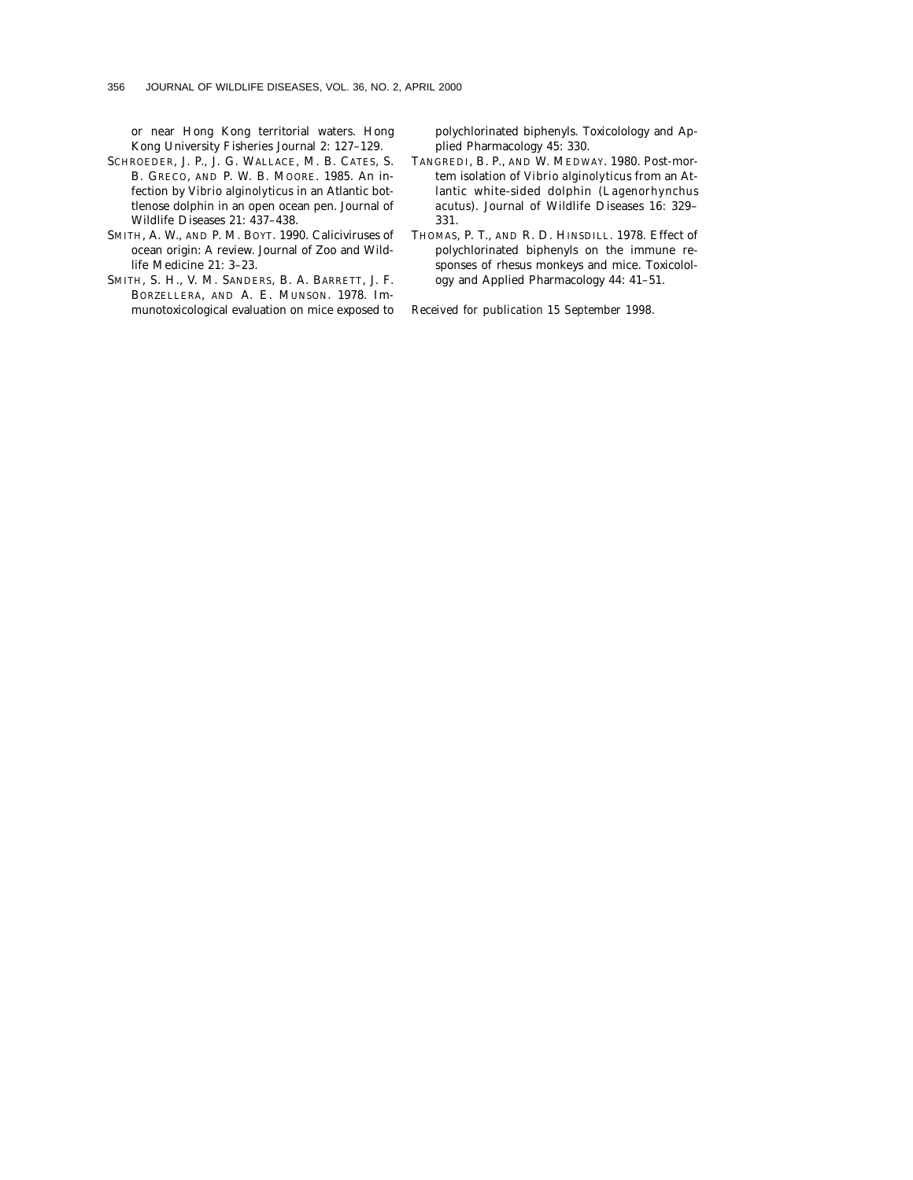or near Hong Kong territorial waters. Hong Kong University Fisheries Journal 2: 127–129.

SCHROEDER, J. P., J. G. WALLACE, M. B. CATES, S. B. GRECO, AND P. W. B. MOORE. 1985. An infection by *Vibrio alginolyticus* in an Atlantic bottlenose dolphin in an open ocean pen. Journal of Wildlife Diseases 21: 437–438.

SMITH, A. W., AND P. M. BOYT. 1990. Caliciviruses of ocean origin: A review. Journal of Zoo and Wildlife Medicine 21: 3–23.

SMITH, S. H., V. M. SANDERS, B. A. BARRETT, J. F. BORZELLERA, AND A. E. MUNSON. 1978. Immunotoxicological evaluation on mice exposed to polychlorinated biphenyls. Toxicolology and Applied Pharmacology 45: 330.

TANGREDI, B. P., AND W. MEDWAY. 1980. Post-mortem isolation of *Vibrio alginolyticus* from an Atlantic white-sided dolphin (*Lagenorhynchus acutus*). Journal of Wildlife Diseases 16: 329–331.

THOMAS, P. T., AND R. D. HINSDILL. 1978. Effect of polychlorinated biphenyls on the immune responses of rhesus monkeys and mice. Toxicolology and Applied Pharmacology 44: 41–51.

*Received for publication 15 September 1998.*